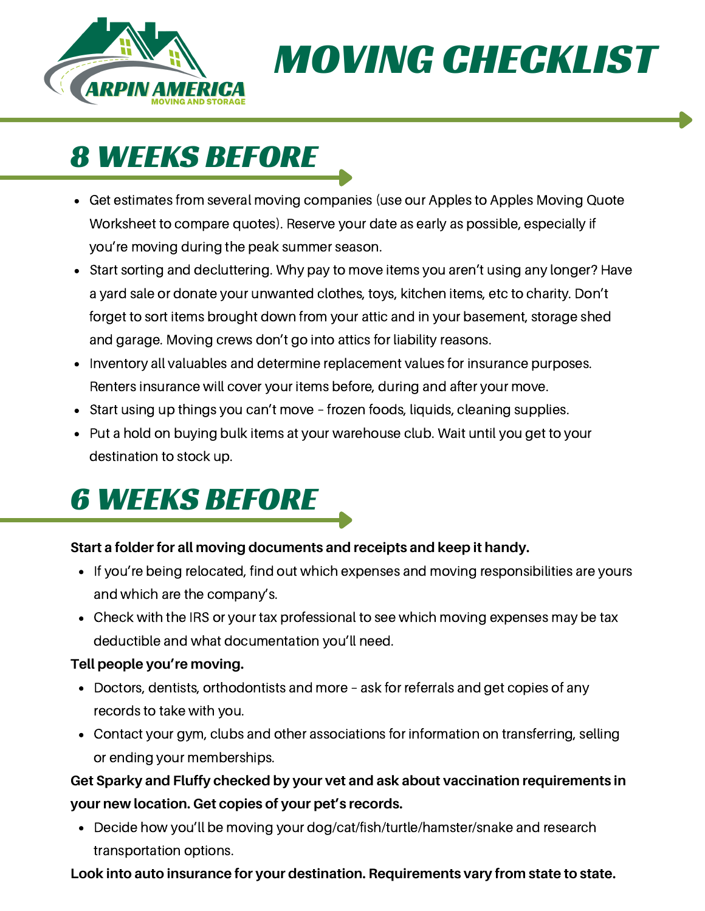ARPIN AMERICA
MOVING AND STORAGE

# MOVING CHECKLIST

## 8 WEEKS BEFORE

- Get estimates from several moving companies (use our Apples to Apples Moving Quote Worksheet to compare quotes). Reserve your date as early as possible, especially if you're moving during the peak summer season.
- Start sorting and decluttering. Why pay to move items you aren't using any longer? Have a yard sale or donate your unwanted clothes, toys, kitchen items, etc to charity. Don't forget to sort items brought down from your attic and in your basement, storage shed and garage. Moving crews don't go into attics for liability reasons.
- Inventory all valuables and determine replacement values for insurance purposes. Renters insurance will cover your items before, during and after your move.
- Start using up things you can't move – frozen foods, liquids, cleaning supplies.
- Put a hold on buying bulk items at your warehouse club. Wait until you get to your destination to stock up.

## 6 WEEKS BEFORE

**Start a folder for all moving documents and receipts and keep it handy.**

- If you're being relocated, find out which expenses and moving responsibilities are yours and which are the company's.
- Check with the IRS or your tax professional to see which moving expenses may be tax deductible and what documentation you'll need.

**Tell people you're moving.**

- Doctors, dentists, orthodontists and more – ask for referrals and get copies of any records to take with you.
- Contact your gym, clubs and other associations for information on transferring, selling or ending your memberships.

**Get Sparky and Fluffy checked by your vet and ask about vaccination requirements in your new location. Get copies of your pet's records.**

- Decide how you'll be moving your dog/cat/fish/turtle/hamster/snake and research transportation options.

**Look into auto insurance for your destination. Requirements vary from state to state.**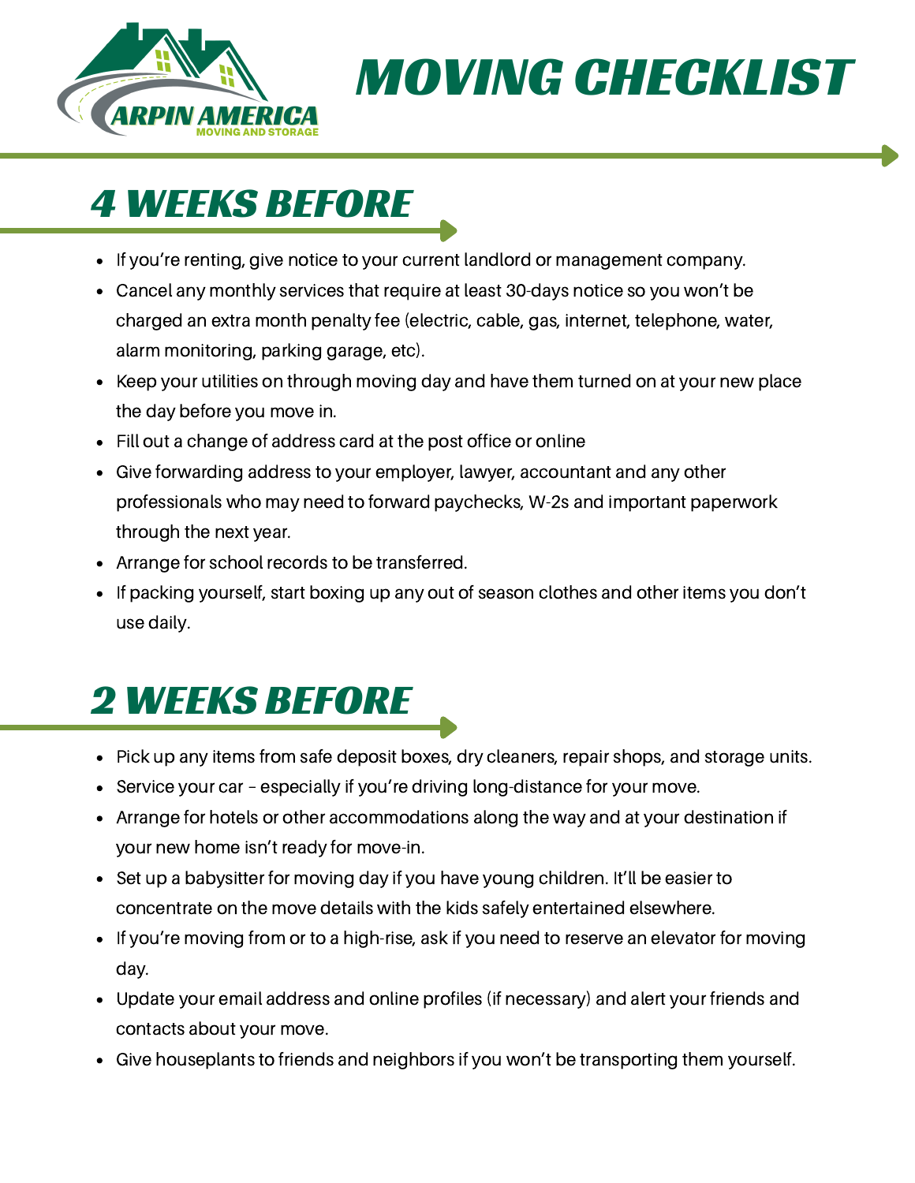ARPIN AMERICA
MOVING AND STORAGE

# MOVING CHECKLIST

## 4 WEEKS BEFORE

- If you're renting, give notice to your current landlord or management company.
- Cancel any monthly services that require at least 30-days notice so you won't be charged an extra month penalty fee (electric, cable, gas, internet, telephone, water, alarm monitoring, parking garage, etc).
- Keep your utilities on through moving day and have them turned on at your new place the day before you move in.
- Fill out a change of address card at the post office or online
- Give forwarding address to your employer, lawyer, accountant and any other professionals who may need to forward paychecks, W-2s and important paperwork through the next year.
- Arrange for school records to be transferred.
- If packing yourself, start boxing up any out of season clothes and other items you don't use daily.

## 2 WEEKS BEFORE

- Pick up any items from safe deposit boxes, dry cleaners, repair shops, and storage units.
- Service your car – especially if you're driving long-distance for your move.
- Arrange for hotels or other accommodations along the way and at your destination if your new home isn't ready for move-in.
- Set up a babysitter for moving day if you have young children. It'll be easier to concentrate on the move details with the kids safely entertained elsewhere.
- If you're moving from or to a high-rise, ask if you need to reserve an elevator for moving day.
- Update your email address and online profiles (if necessary) and alert your friends and contacts about your move.
- Give houseplants to friends and neighbors if you won't be transporting them yourself.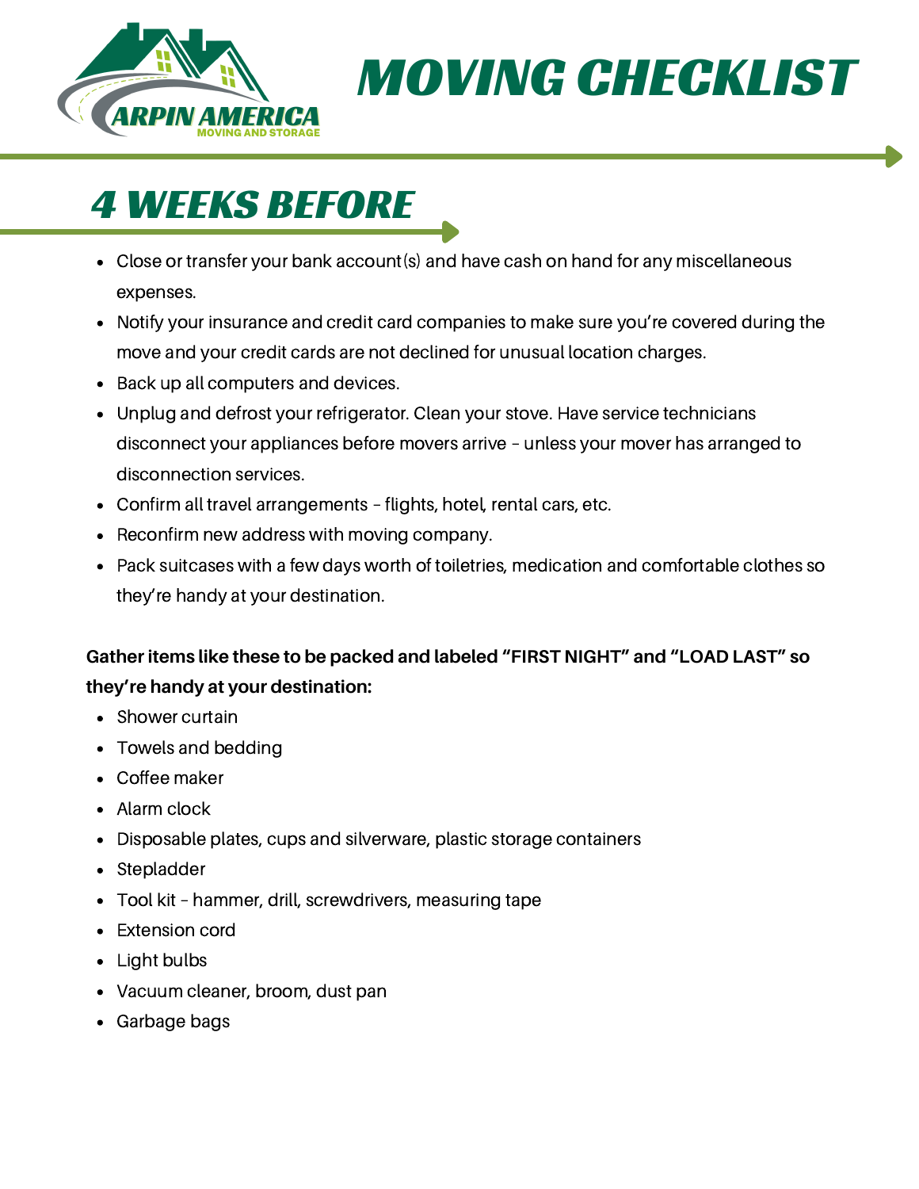ARPIN AMERICA
MOVING AND STORAGE

# MOVING CHECKLIST

## 4 WEEKS BEFORE

- Close or transfer your bank account(s) and have cash on hand for any miscellaneous expenses.
- Notify your insurance and credit card companies to make sure you're covered during the move and your credit cards are not declined for unusual location charges.
- Back up all computers and devices.
- Unplug and defrost your refrigerator. Clean your stove. Have service technicians disconnect your appliances before movers arrive – unless your mover has arranged to disconnection services.
- Confirm all travel arrangements – flights, hotel, rental cars, etc.
- Reconfirm new address with moving company.
- Pack suitcases with a few days worth of toiletries, medication and comfortable clothes so they're handy at your destination.

**Gather items like these to be packed and labeled "FIRST NIGHT" and "LOAD LAST" so they're handy at your destination:**

- Shower curtain
- Towels and bedding
- Coffee maker
- Alarm clock
- Disposable plates, cups and silverware, plastic storage containers
- Stepladder
- Tool kit – hammer, drill, screwdrivers, measuring tape
- Extension cord
- Light bulbs
- Vacuum cleaner, broom, dust pan
- Garbage bags